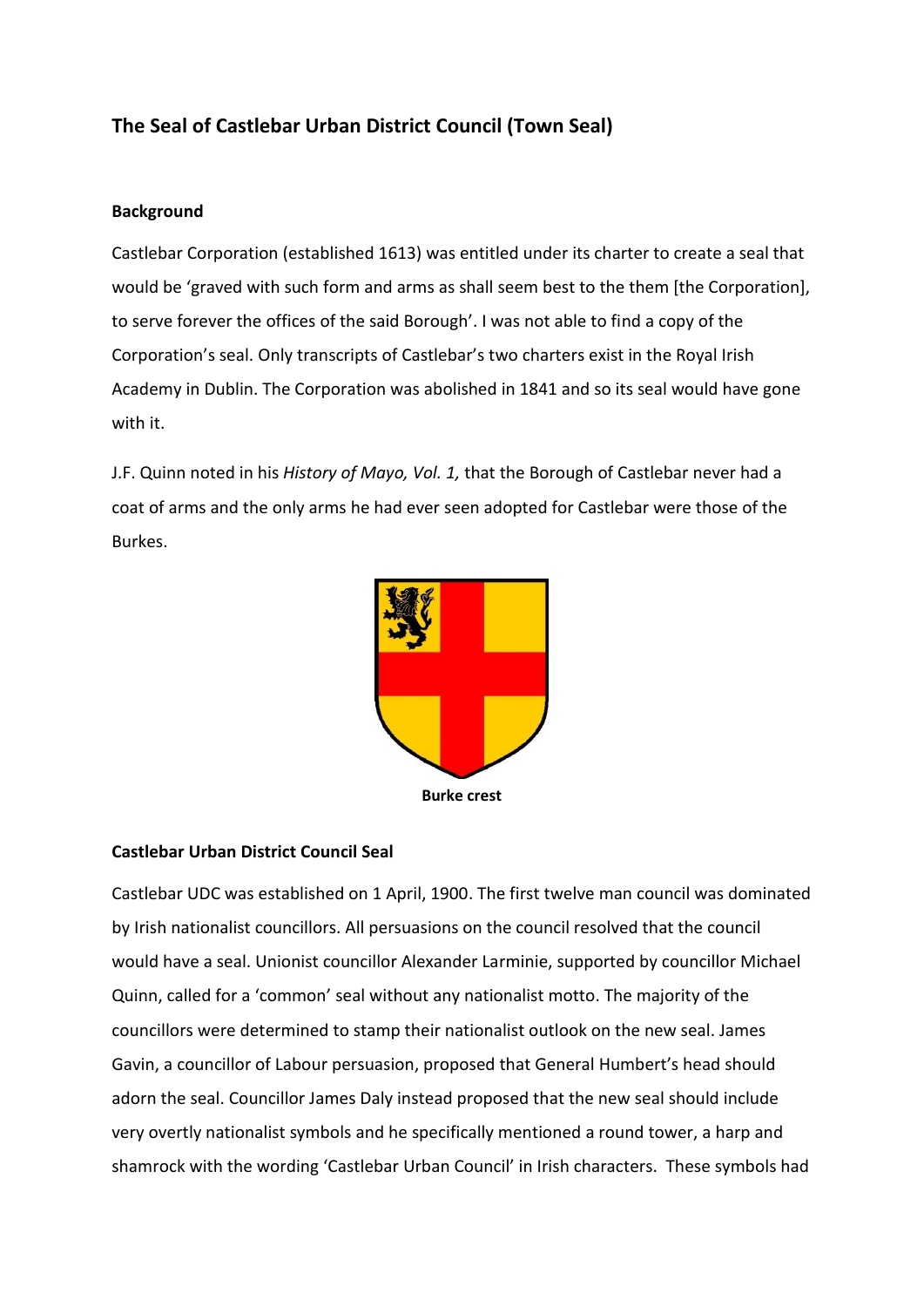## The Seal of Castlebar Urban District Council (Town Seal)

### Background

Castlebar Corporation (established 1613) was entitled under its charter to create a seal that would be 'graved with such form and arms as shall seem best to the them [the Corporation], to serve forever the offices of the said Borough'. I was not able to find a copy of the Corporation's seal. Only transcripts of Castlebar's two charters exist in the Royal Irish Academy in Dublin. The Corporation was abolished in 1841 and so its seal would have gone with it.

J.F. Quinn noted in his *History of Mayo, Vol. 1,* that the Borough of Castlebar never had a coat of arms and the only arms he had ever seen adopted for Castlebar were those of the Burkes.

**Burke crest**

### Castlebar Urban District Council Seal

Castlebar UDC was established on 1 April, 1900. The first twelve man council was dominated by Irish nationalist councillors. All persuasions on the council resolved that the council would have a seal. Unionist councillor Alexander Larminie, supported by councillor Michael Quinn, called for a 'common' seal without any nationalist motto. The majority of the councillors were determined to stamp their nationalist outlook on the new seal. James Gavin, a councillor of Labour persuasion, proposed that General Humbert's head should adorn the seal. Councillor James Daly instead proposed that the new seal should include very overtly nationalist symbols and he specifically mentioned a round tower, a harp and shamrock with the wording 'Castlebar Urban Council' in Irish characters. These symbols had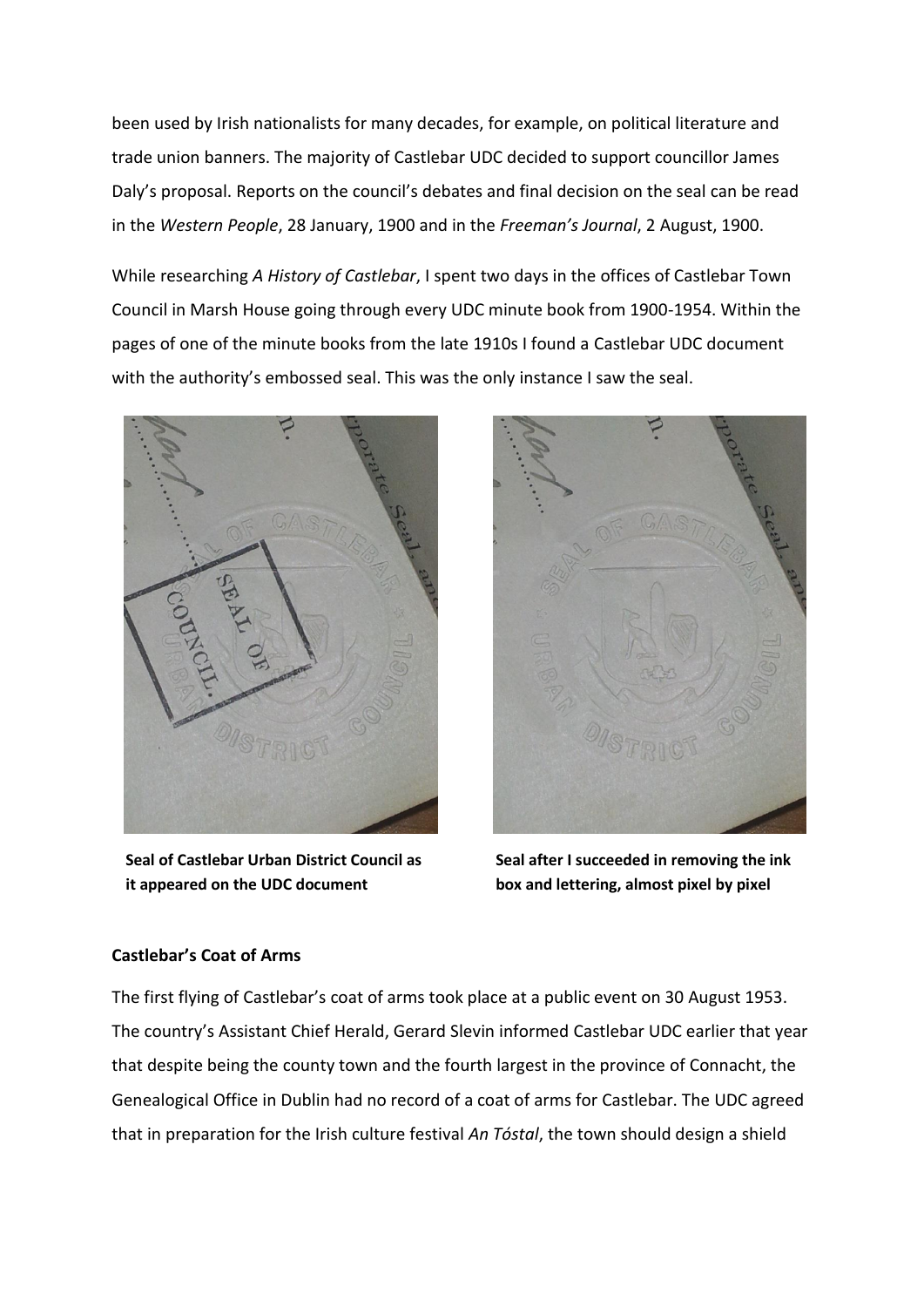been used by Irish nationalists for many decades, for example, on political literature and trade union banners. The majority of Castlebar UDC decided to support councillor James Daly's proposal. Reports on the council's debates and final decision on the seal can be read in the *Western People*, 28 January, 1900 and in the *Freeman's Journal*, 2 August, 1900.

While researching *A History of Castlebar*, I spent two days in the offices of Castlebar Town Council in Marsh House going through every UDC minute book from 1900-1954. Within the pages of one of the minute books from the late 1910s I found a Castlebar UDC document with the authority's embossed seal. This was the only instance I saw the seal.

**Seal of Castlebar Urban District Council as it appeared on the UDC document**

**Seal after I succeeded in removing the ink box and lettering, almost pixel by pixel**

**Castlebar's Coat of Arms**

The first flying of Castlebar's coat of arms took place at a public event on 30 August 1953. The country's Assistant Chief Herald, Gerard Slevin informed Castlebar UDC earlier that year that despite being the county town and the fourth largest in the province of Connacht, the Genealogical Office in Dublin had no record of a coat of arms for Castlebar. The UDC agreed that in preparation for the Irish culture festival *An Tóstal*, the town should design a shield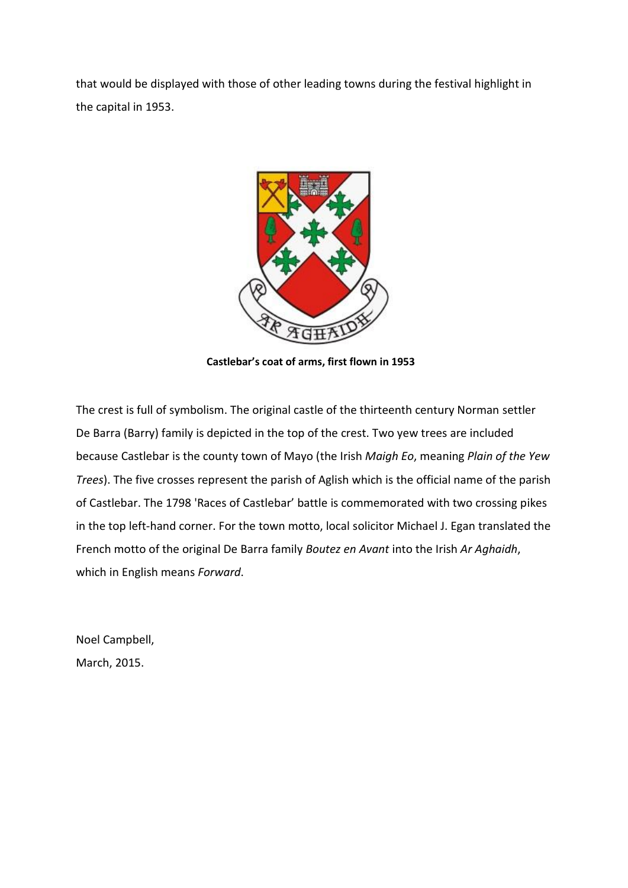that would be displayed with those of other leading towns during the festival highlight in the capital in 1953.

**Castlebar's coat of arms, first flown in 1953**

The crest is full of symbolism. The original castle of the thirteenth century Norman settler De Barra (Barry) family is depicted in the top of the crest. Two yew trees are included because Castlebar is the county town of Mayo (the Irish *Maigh Eo*, meaning *Plain of the Yew Trees*). The five crosses represent the parish of Aglish which is the official name of the parish of Castlebar. The 1798 'Races of Castlebar' battle is commemorated with two crossing pikes in the top left-hand corner. For the town motto, local solicitor Michael J. Egan translated the French motto of the original De Barra family *Boutez en Avant* into the Irish *Ar Aghaidh*, which in English means *Forward*.

Noel Campbell,
March, 2015.